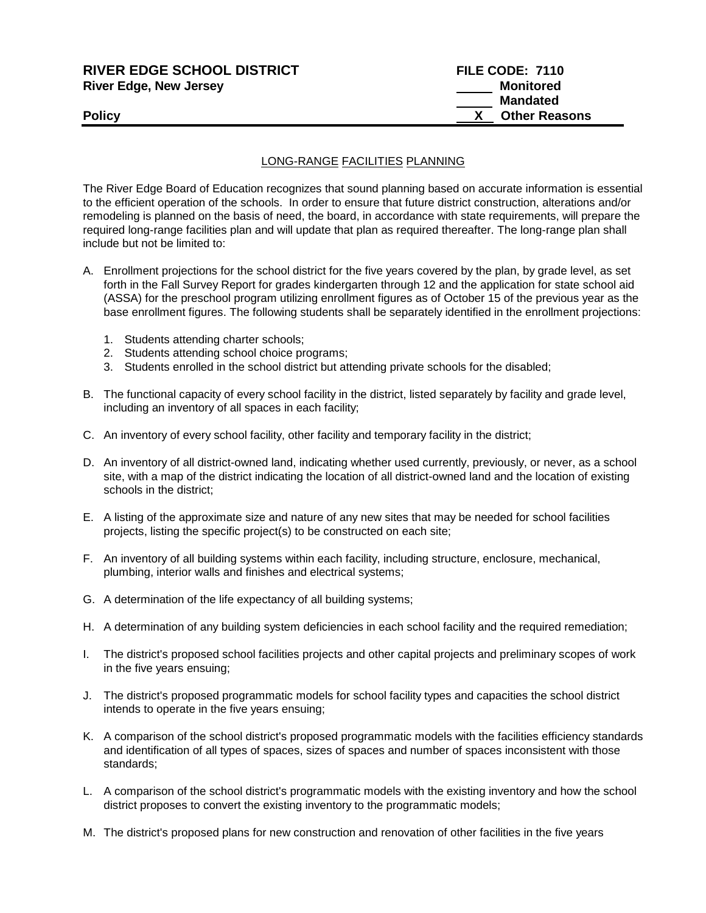**RIVER EDGE SCHOOL DISTRICT**
**River Edge, New Jersey**

**FILE CODE: 7110**
**\_\_\_\_\_ Monitored**
**\_\_\_\_\_ Mandated**
**\_\_X\_\_ Other Reasons**

**Policy**

---

## LONG-RANGE FACILITIES PLANNING

The River Edge Board of Education recognizes that sound planning based on accurate information is essential to the efficient operation of the schools. In order to ensure that future district construction, alterations and/or remodeling is planned on the basis of need, the board, in accordance with state requirements, will prepare the required long-range facilities plan and will update that plan as required thereafter. The long-range plan shall include but not be limited to:

A. Enrollment projections for the school district for the five years covered by the plan, by grade level, as set forth in the Fall Survey Report for grades kindergarten through 12 and the application for state school aid (ASSA) for the preschool program utilizing enrollment figures as of October 15 of the previous year as the base enrollment figures. The following students shall be separately identified in the enrollment projections:

   1. Students attending charter schools;
   2. Students attending school choice programs;
   3. Students enrolled in the school district but attending private schools for the disabled;

B. The functional capacity of every school facility in the district, listed separately by facility and grade level, including an inventory of all spaces in each facility;

C. An inventory of every school facility, other facility and temporary facility in the district;

D. An inventory of all district-owned land, indicating whether used currently, previously, or never, as a school site, with a map of the district indicating the location of all district-owned land and the location of existing schools in the district;

E. A listing of the approximate size and nature of any new sites that may be needed for school facilities projects, listing the specific project(s) to be constructed on each site;

F. An inventory of all building systems within each facility, including structure, enclosure, mechanical, plumbing, interior walls and finishes and electrical systems;

G. A determination of the life expectancy of all building systems;

H. A determination of any building system deficiencies in each school facility and the required remediation;

I. The district's proposed school facilities projects and other capital projects and preliminary scopes of work in the five years ensuing;

J. The district's proposed programmatic models for school facility types and capacities the school district intends to operate in the five years ensuing;

K. A comparison of the school district's proposed programmatic models with the facilities efficiency standards and identification of all types of spaces, sizes of spaces and number of spaces inconsistent with those standards;

L. A comparison of the school district's programmatic models with the existing inventory and how the school district proposes to convert the existing inventory to the programmatic models;

M. The district's proposed plans for new construction and renovation of other facilities in the five years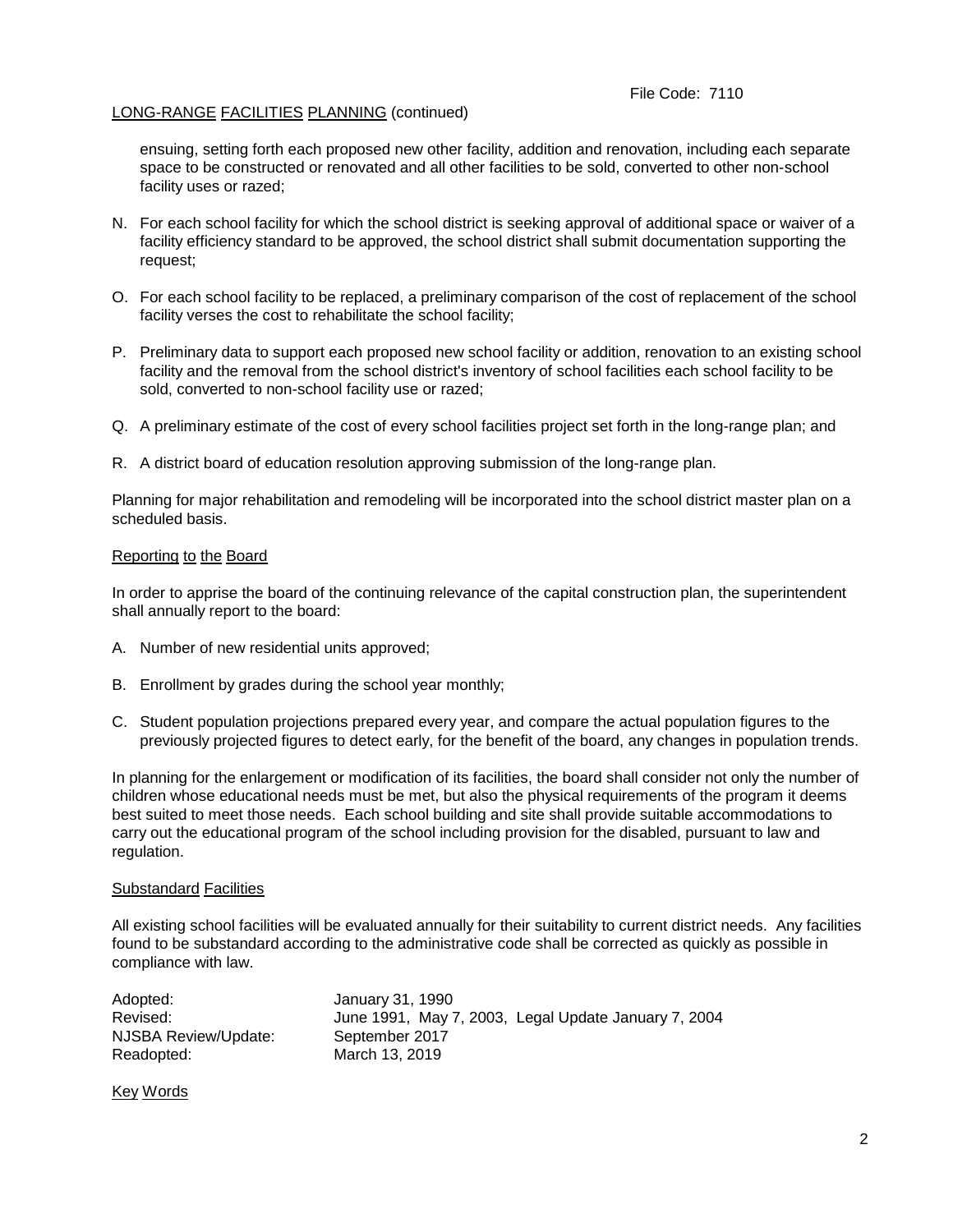LONG-RANGE FACILITIES PLANNING (continued)

ensuing, setting forth each proposed new other facility, addition and renovation, including each separate space to be constructed or renovated and all other facilities to be sold, converted to other non-school facility uses or razed;

N. For each school facility for which the school district is seeking approval of additional space or waiver of a facility efficiency standard to be approved, the school district shall submit documentation supporting the request;

O. For each school facility to be replaced, a preliminary comparison of the cost of replacement of the school facility verses the cost to rehabilitate the school facility;

P. Preliminary data to support each proposed new school facility or addition, renovation to an existing school facility and the removal from the school district's inventory of school facilities each school facility to be sold, converted to non-school facility use or razed;

Q. A preliminary estimate of the cost of every school facilities project set forth in the long-range plan; and

R. A district board of education resolution approving submission of the long-range plan.

Planning for major rehabilitation and remodeling will be incorporated into the school district master plan on a scheduled basis.

## Reporting to the Board

In order to apprise the board of the continuing relevance of the capital construction plan, the superintendent shall annually report to the board:

A. Number of new residential units approved;

B. Enrollment by grades during the school year monthly;

C. Student population projections prepared every year, and compare the actual population figures to the previously projected figures to detect early, for the benefit of the board, any changes in population trends.

In planning for the enlargement or modification of its facilities, the board shall consider not only the number of children whose educational needs must be met, but also the physical requirements of the program it deems best suited to meet those needs. Each school building and site shall provide suitable accommodations to carry out the educational program of the school including provision for the disabled, pursuant to law and regulation.

## Substandard Facilities

All existing school facilities will be evaluated annually for their suitability to current district needs. Any facilities found to be substandard according to the administrative code shall be corrected as quickly as possible in compliance with law.

Adopted: January 31, 1990
Revised: June 1991, May 7, 2003, Legal Update January 7, 2004
NJSBA Review/Update: September 2017
Readopted: March 13, 2019

## Key Words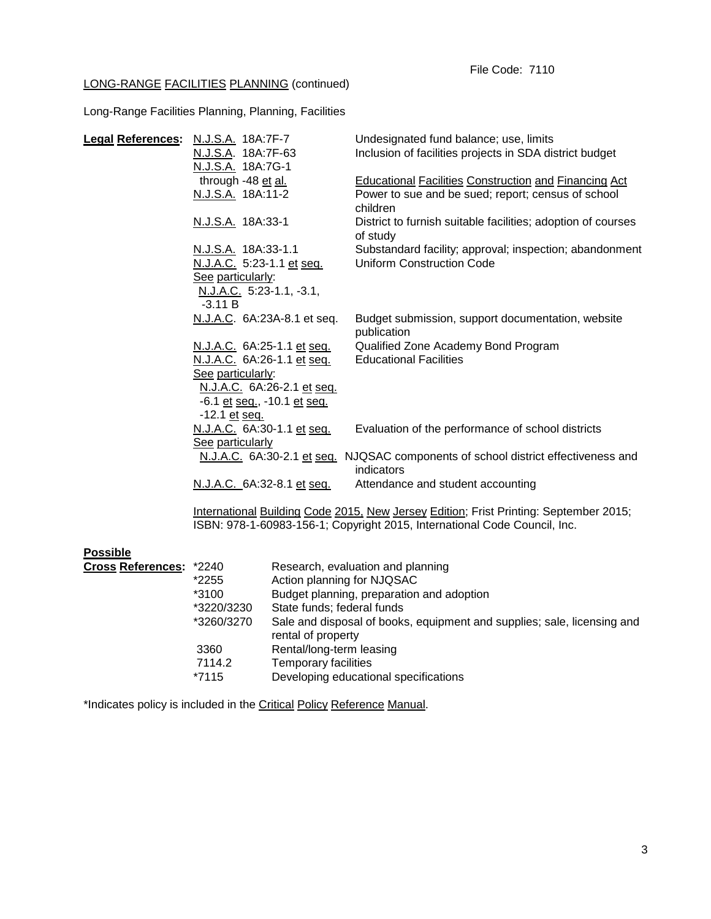File Code: 7110

LONG-RANGE FACILITIES PLANNING (continued)

Long-Range Facilities Planning, Planning, Facilities

**Legal References:**

| | |
|---|---|
| N.J.S.A. 18A:7F-7 | Undesignated fund balance; use, limits |
| N.J.S.A. 18A:7F-63 | Inclusion of facilities projects in SDA district budget |
| N.J.S.A. 18A:7G-1 through -48 et al. | Educational Facilities Construction and Financing Act |
| N.J.S.A. 18A:11-2 | Power to sue and be sued; report; census of school children |
| N.J.S.A. 18A:33-1 | District to furnish suitable facilities; adoption of courses of study |
| N.J.S.A. 18A:33-1.1 | Substandard facility; approval; inspection; abandonment |
| N.J.A.C. 5:23-1.1 et seq. See particularly: N.J.A.C. 5:23-1.1, -3.1, -3.11 B | Uniform Construction Code |
| N.J.A.C. 6A:23A-8.1 et seq. | Budget submission, support documentation, website publication |
| N.J.A.C. 6A:25-1.1 et seq. | Qualified Zone Academy Bond Program |
| N.J.A.C. 6A:26-1.1 et seq. See particularly: N.J.A.C. 6A:26-2.1 et seq. -6.1 et seq., -10.1 et seq. -12.1 et seq. | Educational Facilities |
| N.J.A.C. 6A:30-1.1 et seq. See particularly | Evaluation of the performance of school districts |
| N.J.A.C. 6A:30-2.1 et seq. | NJQSAC components of school district effectiveness and indicators |
| N.J.A.C. 6A:32-8.1 et seq. | Attendance and student accounting |

International Building Code 2015, New Jersey Edition; Frist Printing: September 2015; ISBN: 978-1-60983-156-1; Copyright 2015, International Code Council, Inc.

**Possible Cross References:**

| | |
|---|---|
| *2240 | Research, evaluation and planning |
| *2255 | Action planning for NJQSAC |
| *3100 | Budget planning, preparation and adoption |
| *3220/3230 | State funds; federal funds |
| *3260/3270 | Sale and disposal of books, equipment and supplies; sale, licensing and rental of property |
| 3360 | Rental/long-term leasing |
| 7114.2 | Temporary facilities |
| *7115 | Developing educational specifications |

*Indicates policy is included in the Critical Policy Reference Manual.